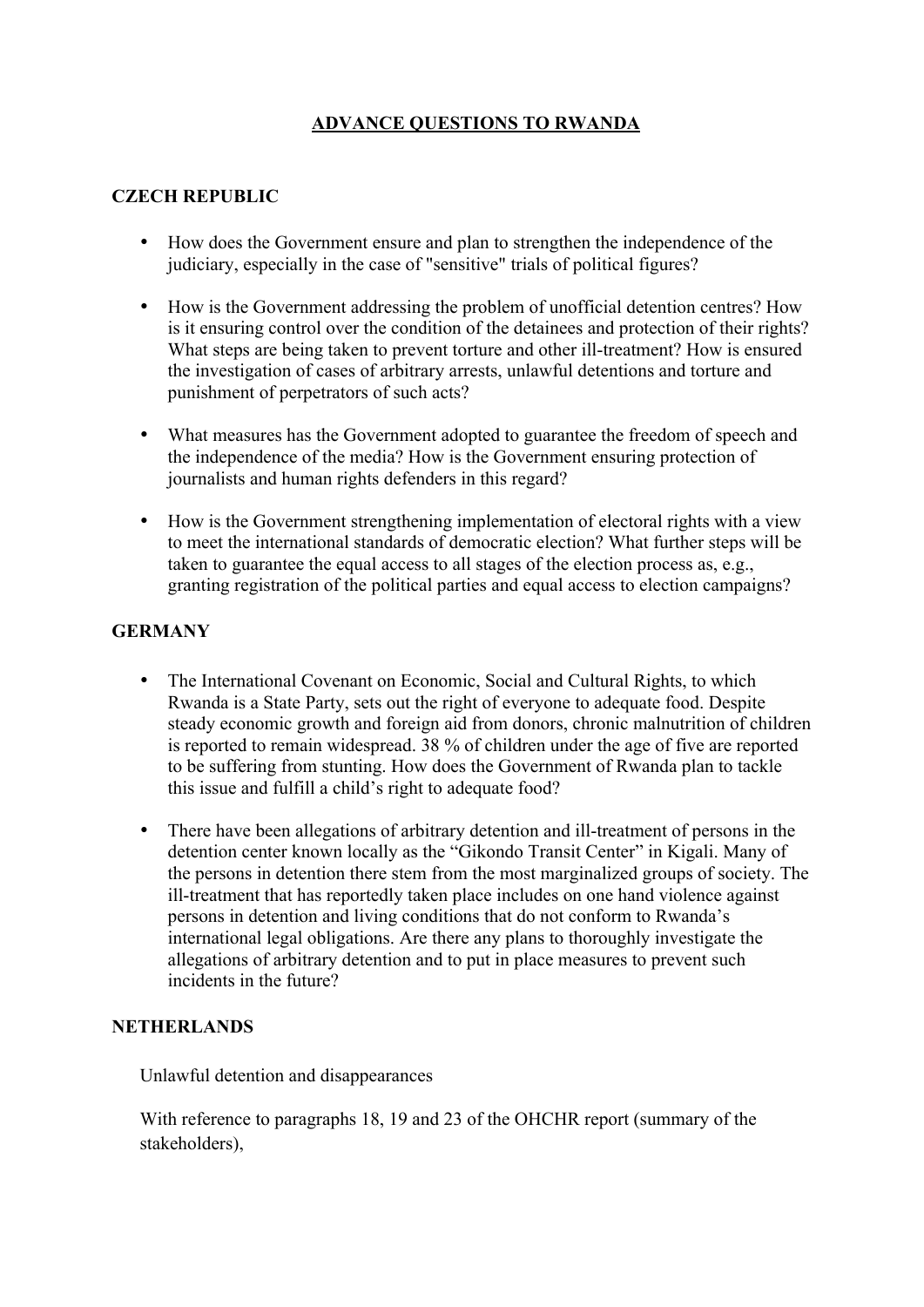# ADVANCE QUESTIONS TO RWANDA

## CZECH REPUBLIC

- How does the Government ensure and plan to strengthen the independence of the judiciary, especially in the case of "sensitive" trials of political figures?
- How is the Government addressing the problem of unofficial detention centres? How is it ensuring control over the condition of the detainees and protection of their rights? What steps are being taken to prevent torture and other ill-treatment? How is ensured the investigation of cases of arbitrary arrests, unlawful detentions and torture and punishment of perpetrators of such acts?
- What measures has the Government adopted to guarantee the freedom of speech and the independence of the media? How is the Government ensuring protection of journalists and human rights defenders in this regard?
- How is the Government strengthening implementation of electoral rights with a view to meet the international standards of democratic election? What further steps will be taken to guarantee the equal access to all stages of the election process as, e.g., granting registration of the political parties and equal access to election campaigns?

## GERMANY

- The International Covenant on Economic, Social and Cultural Rights, to which Rwanda is a State Party, sets out the right of everyone to adequate food. Despite steady economic growth and foreign aid from donors, chronic malnutrition of children is reported to remain widespread. 38 % of children under the age of five are reported to be suffering from stunting. How does the Government of Rwanda plan to tackle this issue and fulfill a child's right to adequate food?
- There have been allegations of arbitrary detention and ill-treatment of persons in the detention center known locally as the "Gikondo Transit Center" in Kigali. Many of the persons in detention there stem from the most marginalized groups of society. The ill-treatment that has reportedly taken place includes on one hand violence against persons in detention and living conditions that do not conform to Rwanda's international legal obligations. Are there any plans to thoroughly investigate the allegations of arbitrary detention and to put in place measures to prevent such incidents in the future?

## NETHERLANDS

Unlawful detention and disappearances

With reference to paragraphs 18, 19 and 23 of the OHCHR report (summary of the stakeholders),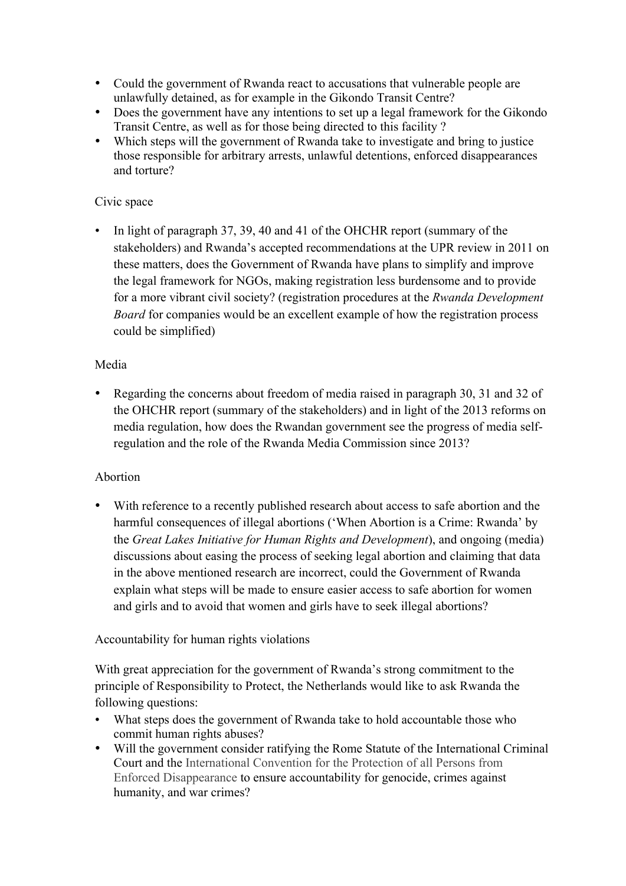- Could the government of Rwanda react to accusations that vulnerable people are unlawfully detained, as for example in the Gikondo Transit Centre?
- Does the government have any intentions to set up a legal framework for the Gikondo Transit Centre, as well as for those being directed to this facility ?
- Which steps will the government of Rwanda take to investigate and bring to justice those responsible for arbitrary arrests, unlawful detentions, enforced disappearances and torture?

Civic space

- In light of paragraph 37, 39, 40 and 41 of the OHCHR report (summary of the stakeholders) and Rwanda's accepted recommendations at the UPR review in 2011 on these matters, does the Government of Rwanda have plans to simplify and improve the legal framework for NGOs, making registration less burdensome and to provide for a more vibrant civil society? (registration procedures at the *Rwanda Development Board* for companies would be an excellent example of how the registration process could be simplified)

Media

- Regarding the concerns about freedom of media raised in paragraph 30, 31 and 32 of the OHCHR report (summary of the stakeholders) and in light of the 2013 reforms on media regulation, how does the Rwandan government see the progress of media self-regulation and the role of the Rwanda Media Commission since 2013?

Abortion

- With reference to a recently published research about access to safe abortion and the harmful consequences of illegal abortions ('When Abortion is a Crime: Rwanda' by the *Great Lakes Initiative for Human Rights and Development*), and ongoing (media) discussions about easing the process of seeking legal abortion and claiming that data in the above mentioned research are incorrect, could the Government of Rwanda explain what steps will be made to ensure easier access to safe abortion for women and girls and to avoid that women and girls have to seek illegal abortions?

Accountability for human rights violations

With great appreciation for the government of Rwanda's strong commitment to the principle of Responsibility to Protect, the Netherlands would like to ask Rwanda the following questions:

- What steps does the government of Rwanda take to hold accountable those who commit human rights abuses?
- Will the government consider ratifying the Rome Statute of the International Criminal Court and the International Convention for the Protection of all Persons from Enforced Disappearance to ensure accountability for genocide, crimes against humanity, and war crimes?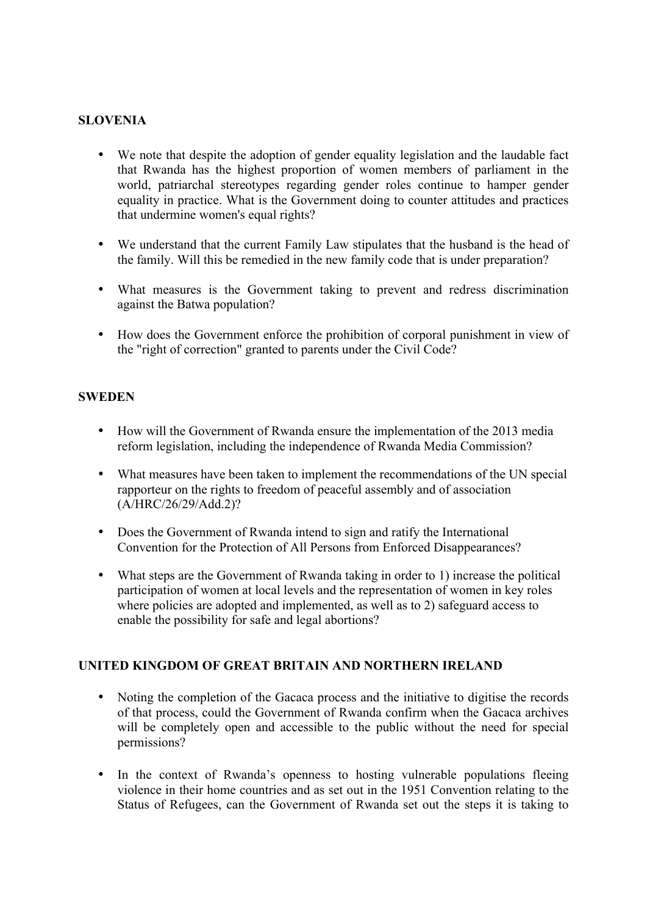**SLOVENIA**

- We note that despite the adoption of gender equality legislation and the laudable fact that Rwanda has the highest proportion of women members of parliament in the world, patriarchal stereotypes regarding gender roles continue to hamper gender equality in practice. What is the Government doing to counter attitudes and practices that undermine women's equal rights?

- We understand that the current Family Law stipulates that the husband is the head of the family. Will this be remedied in the new family code that is under preparation?

- What measures is the Government taking to prevent and redress discrimination against the Batwa population?

- How does the Government enforce the prohibition of corporal punishment in view of the "right of correction" granted to parents under the Civil Code?

**SWEDEN**

- How will the Government of Rwanda ensure the implementation of the 2013 media reform legislation, including the independence of Rwanda Media Commission?

- What measures have been taken to implement the recommendations of the UN special rapporteur on the rights to freedom of peaceful assembly and of association (A/HRC/26/29/Add.2)?

- Does the Government of Rwanda intend to sign and ratify the International Convention for the Protection of All Persons from Enforced Disappearances?

- What steps are the Government of Rwanda taking in order to 1) increase the political participation of women at local levels and the representation of women in key roles where policies are adopted and implemented, as well as to 2) safeguard access to enable the possibility for safe and legal abortions?

**UNITED KINGDOM OF GREAT BRITAIN AND NORTHERN IRELAND**

- Noting the completion of the Gacaca process and the initiative to digitise the records of that process, could the Government of Rwanda confirm when the Gacaca archives will be completely open and accessible to the public without the need for special permissions?

- In the context of Rwanda's openness to hosting vulnerable populations fleeing violence in their home countries and as set out in the 1951 Convention relating to the Status of Refugees, can the Government of Rwanda set out the steps it is taking to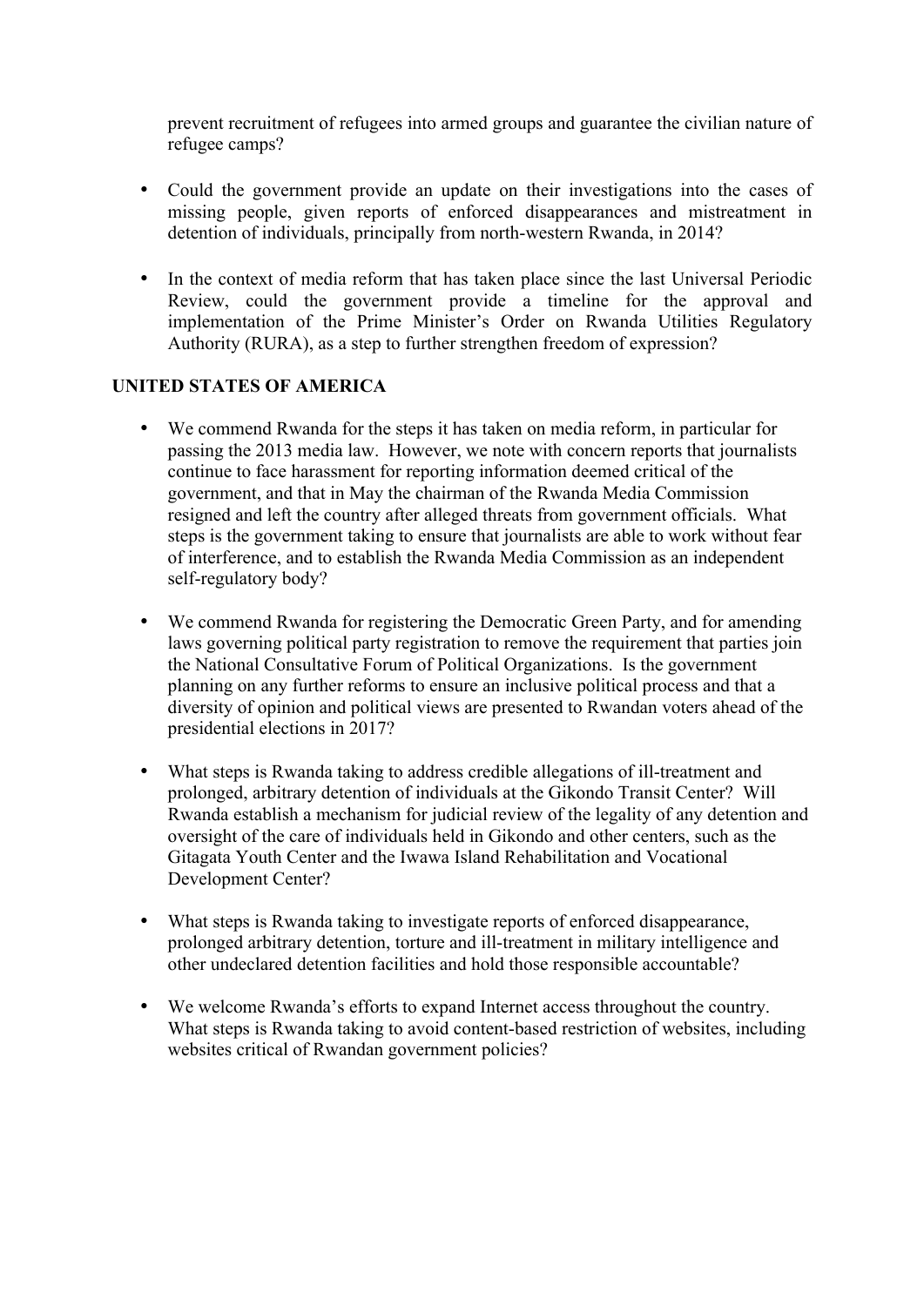prevent recruitment of refugees into armed groups and guarantee the civilian nature of refugee camps?

- Could the government provide an update on their investigations into the cases of missing people, given reports of enforced disappearances and mistreatment in detention of individuals, principally from north-western Rwanda, in 2014?

- In the context of media reform that has taken place since the last Universal Periodic Review, could the government provide a timeline for the approval and implementation of the Prime Minister's Order on Rwanda Utilities Regulatory Authority (RURA), as a step to further strengthen freedom of expression?

**UNITED STATES OF AMERICA**

- We commend Rwanda for the steps it has taken on media reform, in particular for passing the 2013 media law. However, we note with concern reports that journalists continue to face harassment for reporting information deemed critical of the government, and that in May the chairman of the Rwanda Media Commission resigned and left the country after alleged threats from government officials. What steps is the government taking to ensure that journalists are able to work without fear of interference, and to establish the Rwanda Media Commission as an independent self-regulatory body?

- We commend Rwanda for registering the Democratic Green Party, and for amending laws governing political party registration to remove the requirement that parties join the National Consultative Forum of Political Organizations. Is the government planning on any further reforms to ensure an inclusive political process and that a diversity of opinion and political views are presented to Rwandan voters ahead of the presidential elections in 2017?

- What steps is Rwanda taking to address credible allegations of ill-treatment and prolonged, arbitrary detention of individuals at the Gikondo Transit Center? Will Rwanda establish a mechanism for judicial review of the legality of any detention and oversight of the care of individuals held in Gikondo and other centers, such as the Gitagata Youth Center and the Iwawa Island Rehabilitation and Vocational Development Center?

- What steps is Rwanda taking to investigate reports of enforced disappearance, prolonged arbitrary detention, torture and ill-treatment in military intelligence and other undeclared detention facilities and hold those responsible accountable?

- We welcome Rwanda's efforts to expand Internet access throughout the country. What steps is Rwanda taking to avoid content-based restriction of websites, including websites critical of Rwandan government policies?